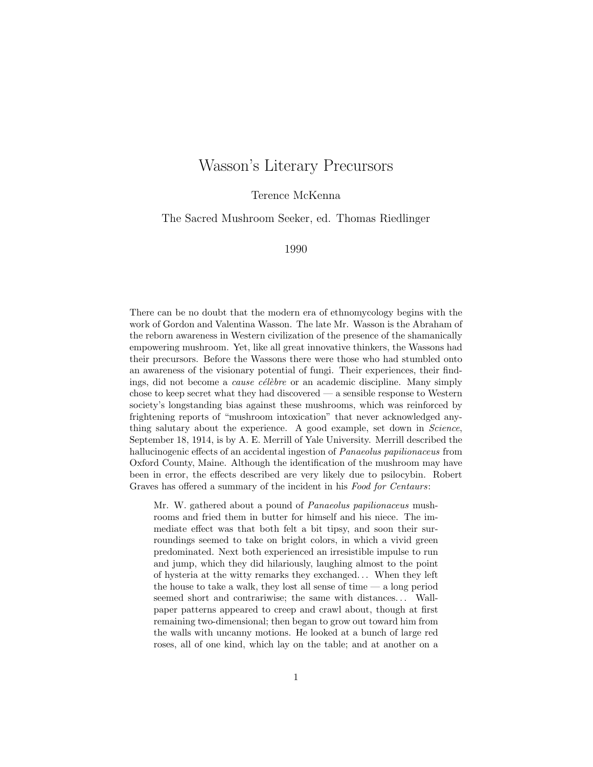# Wasson's Literary Precursors

Terence McKenna

The Sacred Mushroom Seeker, ed. Thomas Riedlinger

1990

There can be no doubt that the modern era of ethnomycology begins with the work of Gordon and Valentina Wasson. The late Mr. Wasson is the Abraham of the reborn awareness in Western civilization of the presence of the shamanically empowering mushroom. Yet, like all great innovative thinkers, the Wassons had their precursors. Before the Wassons there were those who had stumbled onto an awareness of the visionary potential of fungi. Their experiences, their findings, did not become a *cause célèbre* or an academic discipline. Many simply chose to keep secret what they had discovered — a sensible response to Western society's longstanding bias against these mushrooms, which was reinforced by frightening reports of "mushroom intoxication" that never acknowledged anything salutary about the experience. A good example, set down in *Science*, September 18, 1914, is by A. E. Merrill of Yale University. Merrill described the hallucinogenic effects of an accidental ingestion of *Panaeolus papilionaceus* from Oxford County, Maine. Although the identification of the mushroom may have been in error, the effects described are very likely due to psilocybin. Robert Graves has offered a summary of the incident in his *Food for Centaurs*:

> Mr. W. gathered about a pound of *Panaeolus papilionaceus* mushrooms and fried them in butter for himself and his niece. The immediate effect was that both felt a bit tipsy, and soon their surroundings seemed to take on bright colors, in which a vivid green predominated. Next both experienced an irresistible impulse to run and jump, which they did hilariously, laughing almost to the point of hysteria at the witty remarks they exchanged... When they left the house to take a walk, they lost all sense of time — a long period seemed short and contrariwise; the same with distances... Wallpaper patterns appeared to creep and crawl about, though at first remaining two-dimensional; then began to grow out toward him from the walls with uncanny motions. He looked at a bunch of large red roses, all of one kind, which lay on the table; and at another on a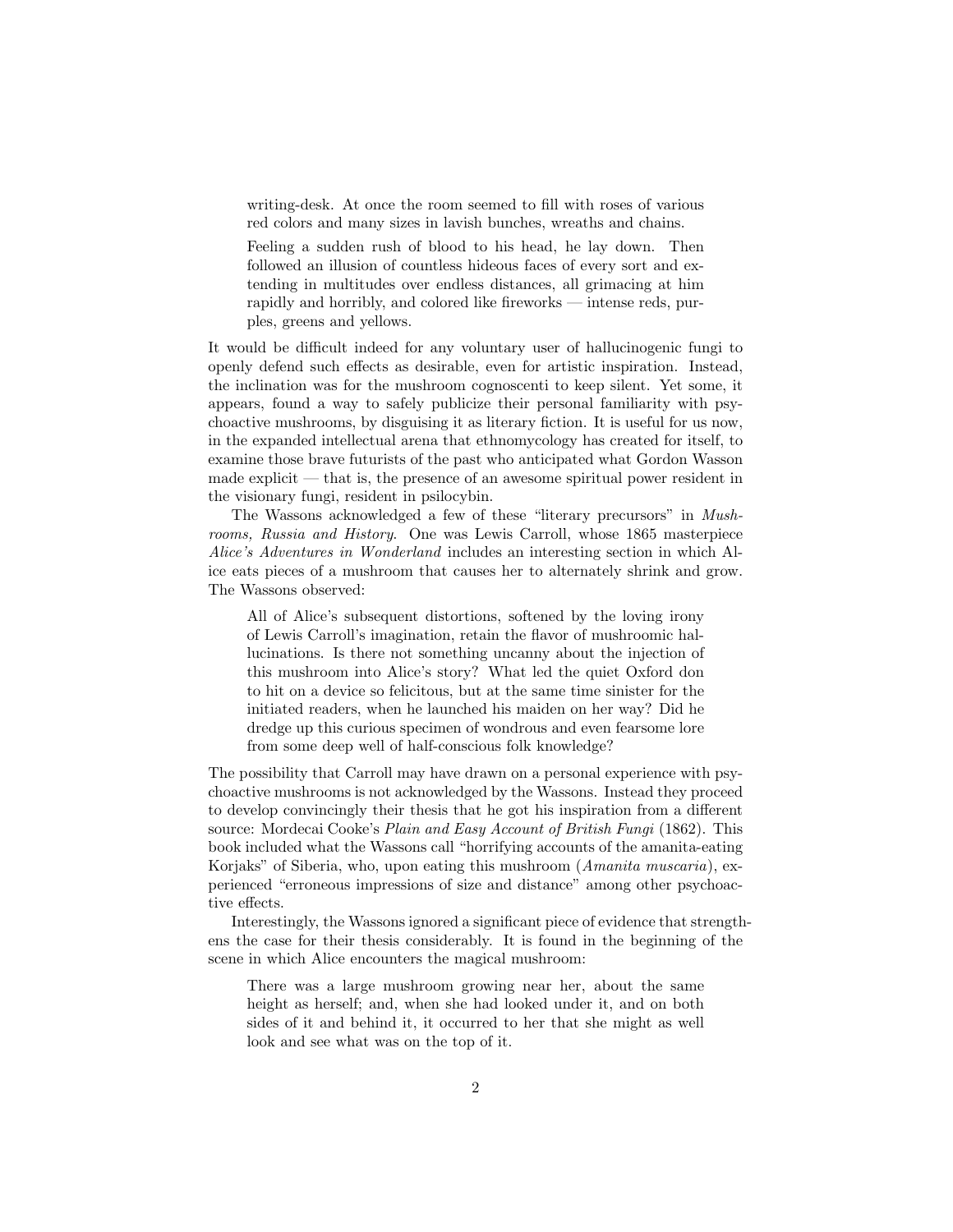> writing-desk. At once the room seemed to fill with roses of various red colors and many sizes in lavish bunches, wreaths and chains.
>
> Feeling a sudden rush of blood to his head, he lay down. Then followed an illusion of countless hideous faces of every sort and extending in multitudes over endless distances, all grimacing at him rapidly and horribly, and colored like fireworks — intense reds, purples, greens and yellows.

It would be difficult indeed for any voluntary user of hallucinogenic fungi to openly defend such effects as desirable, even for artistic inspiration. Instead, the inclination was for the mushroom cognoscenti to keep silent. Yet some, it appears, found a way to safely publicize their personal familiarity with psychoactive mushrooms, by disguising it as literary fiction. It is useful for us now, in the expanded intellectual arena that ethnomycology has created for itself, to examine those brave futurists of the past who anticipated what Gordon Wasson made explicit — that is, the presence of an awesome spiritual power resident in the visionary fungi, resident in psilocybin.

The Wassons acknowledged a few of these "literary precursors" in *Mushrooms, Russia and History.* One was Lewis Carroll, whose 1865 masterpiece *Alice's Adventures in Wonderland* includes an interesting section in which Alice eats pieces of a mushroom that causes her to alternately shrink and grow. The Wassons observed:

> All of Alice's subsequent distortions, softened by the loving irony of Lewis Carroll's imagination, retain the flavor of mushroomic hallucinations. Is there not something uncanny about the injection of this mushroom into Alice's story? What led the quiet Oxford don to hit on a device so felicitous, but at the same time sinister for the initiated readers, when he launched his maiden on her way? Did he dredge up this curious specimen of wondrous and even fearsome lore from some deep well of half-conscious folk knowledge?

The possibility that Carroll may have drawn on a personal experience with psychoactive mushrooms is not acknowledged by the Wassons. Instead they proceed to develop convincingly their thesis that he got his inspiration from a different source: Mordecai Cooke's *Plain and Easy Account of British Fungi* (1862). This book included what the Wassons call "horrifying accounts of the amanita-eating Korjaks" of Siberia, who, upon eating this mushroom (*Amanita muscaria*), experienced "erroneous impressions of size and distance" among other psychoactive effects.

Interestingly, the Wassons ignored a significant piece of evidence that strengthens the case for their thesis considerably. It is found in the beginning of the scene in which Alice encounters the magical mushroom:

> There was a large mushroom growing near her, about the same height as herself; and, when she had looked under it, and on both sides of it and behind it, it occurred to her that she might as well look and see what was on the top of it.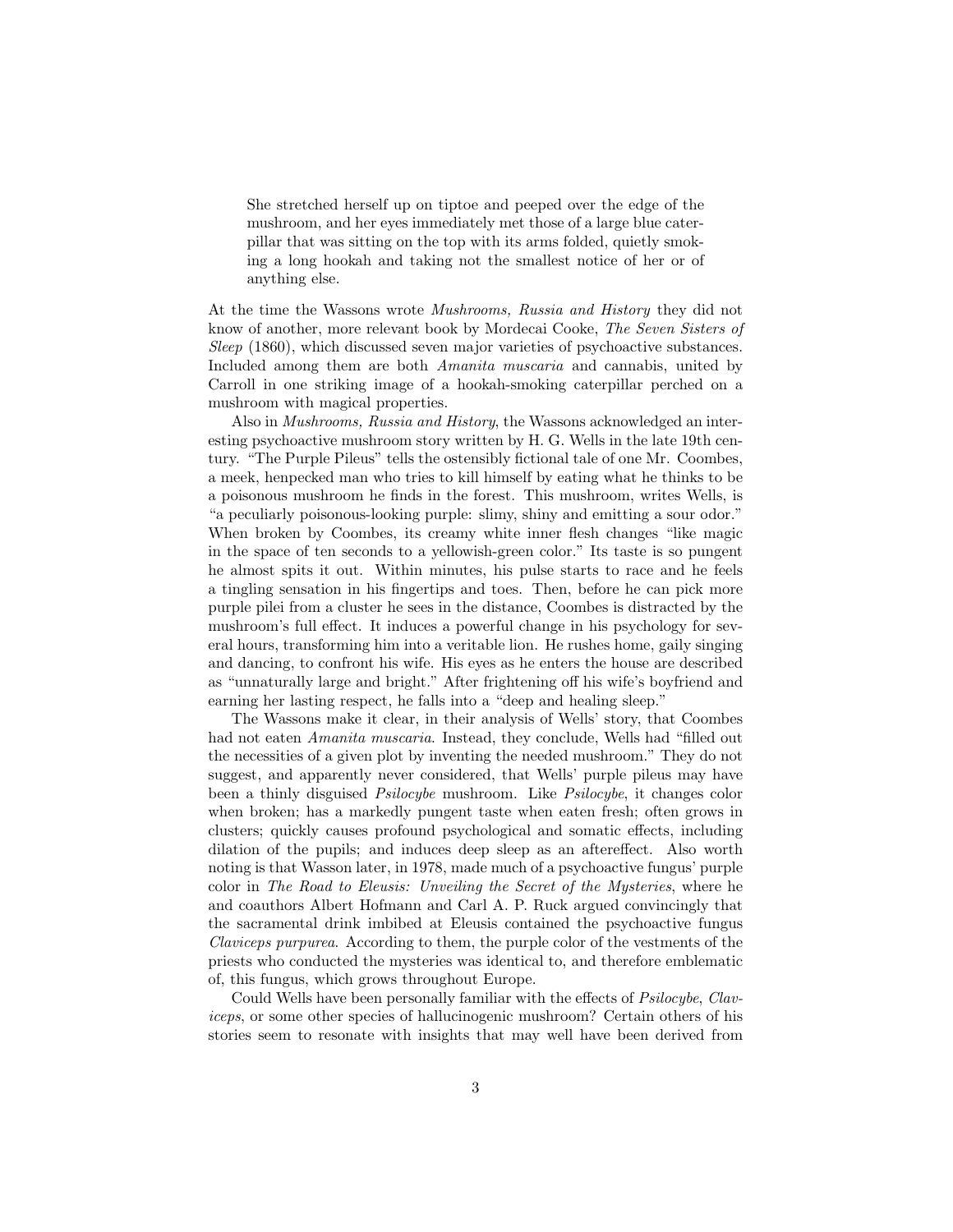> She stretched herself up on tiptoe and peeped over the edge of the mushroom, and her eyes immediately met those of a large blue caterpillar that was sitting on the top with its arms folded, quietly smoking a long hookah and taking not the smallest notice of her or of anything else.

At the time the Wassons wrote *Mushrooms, Russia and History* they did not know of another, more relevant book by Mordecai Cooke, *The Seven Sisters of Sleep* (1860), which discussed seven major varieties of psychoactive substances. Included among them are both *Amanita muscaria* and cannabis, united by Carroll in one striking image of a hookah-smoking caterpillar perched on a mushroom with magical properties.

Also in *Mushrooms, Russia and History*, the Wassons acknowledged an interesting psychoactive mushroom story written by H. G. Wells in the late 19th century. "The Purple Pileus" tells the ostensibly fictional tale of one Mr. Coombes, a meek, henpecked man who tries to kill himself by eating what he thinks to be a poisonous mushroom he finds in the forest. This mushroom, writes Wells, is "a peculiarly poisonous-looking purple: slimy, shiny and emitting a sour odor." When broken by Coombes, its creamy white inner flesh changes "like magic in the space of ten seconds to a yellowish-green color." Its taste is so pungent he almost spits it out. Within minutes, his pulse starts to race and he feels a tingling sensation in his fingertips and toes. Then, before he can pick more purple pilei from a cluster he sees in the distance, Coombes is distracted by the mushroom's full effect. It induces a powerful change in his psychology for several hours, transforming him into a veritable lion. He rushes home, gaily singing and dancing, to confront his wife. His eyes as he enters the house are described as "unnaturally large and bright." After frightening off his wife's boyfriend and earning her lasting respect, he falls into a "deep and healing sleep."

The Wassons make it clear, in their analysis of Wells' story, that Coombes had not eaten *Amanita muscaria*. Instead, they conclude, Wells had "filled out the necessities of a given plot by inventing the needed mushroom." They do not suggest, and apparently never considered, that Wells' purple pileus may have been a thinly disguised *Psilocybe* mushroom. Like *Psilocybe*, it changes color when broken; has a markedly pungent taste when eaten fresh; often grows in clusters; quickly causes profound psychological and somatic effects, including dilation of the pupils; and induces deep sleep as an aftereffect. Also worth noting is that Wasson later, in 1978, made much of a psychoactive fungus' purple color in *The Road to Eleusis: Unveiling the Secret of the Mysteries*, where he and coauthors Albert Hofmann and Carl A. P. Ruck argued convincingly that the sacramental drink imbibed at Eleusis contained the psychoactive fungus *Claviceps purpurea*. According to them, the purple color of the vestments of the priests who conducted the mysteries was identical to, and therefore emblematic of, this fungus, which grows throughout Europe.

Could Wells have been personally familiar with the effects of *Psilocybe*, *Claviceps*, or some other species of hallucinogenic mushroom? Certain others of his stories seem to resonate with insights that may well have been derived from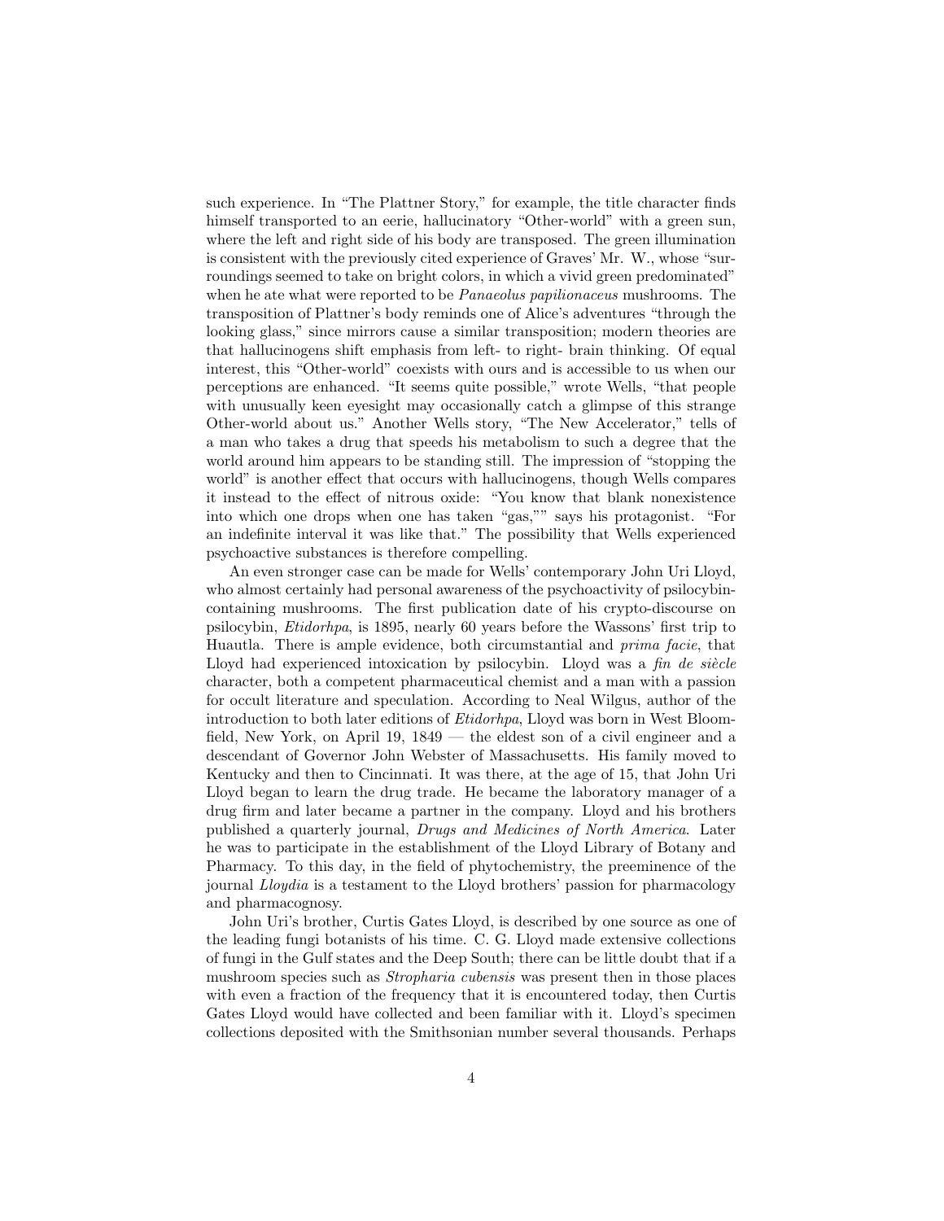such experience. In "The Plattner Story," for example, the title character finds himself transported to an eerie, hallucinatory "Other-world" with a green sun, where the left and right side of his body are transposed. The green illumination is consistent with the previously cited experience of Graves' Mr. W., whose "surroundings seemed to take on bright colors, in which a vivid green predominated" when he ate what were reported to be *Panaeolus papilionaceus* mushrooms. The transposition of Plattner's body reminds one of Alice's adventures "through the looking glass," since mirrors cause a similar transposition; modern theories are that hallucinogens shift emphasis from left- to right- brain thinking. Of equal interest, this "Other-world" coexists with ours and is accessible to us when our perceptions are enhanced. "It seems quite possible," wrote Wells, "that people with unusually keen eyesight may occasionally catch a glimpse of this strange Other-world about us." Another Wells story, "The New Accelerator," tells of a man who takes a drug that speeds his metabolism to such a degree that the world around him appears to be standing still. The impression of "stopping the world" is another effect that occurs with hallucinogens, though Wells compares it instead to the effect of nitrous oxide: "You know that blank nonexistence into which one drops when one has taken "gas,"" says his protagonist. "For an indefinite interval it was like that." The possibility that Wells experienced psychoactive substances is therefore compelling.

An even stronger case can be made for Wells' contemporary John Uri Lloyd, who almost certainly had personal awareness of the psychoactivity of psilocybin-containing mushrooms. The first publication date of his crypto-discourse on psilocybin, *Etidorhpa*, is 1895, nearly 60 years before the Wassons' first trip to Huautla. There is ample evidence, both circumstantial and *prima facie*, that Lloyd had experienced intoxication by psilocybin. Lloyd was a *fin de siècle* character, both a competent pharmaceutical chemist and a man with a passion for occult literature and speculation. According to Neal Wilgus, author of the introduction to both later editions of *Etidorhpa*, Lloyd was born in West Bloomfield, New York, on April 19, 1849 — the eldest son of a civil engineer and a descendant of Governor John Webster of Massachusetts. His family moved to Kentucky and then to Cincinnati. It was there, at the age of 15, that John Uri Lloyd began to learn the drug trade. He became the laboratory manager of a drug firm and later became a partner in the company. Lloyd and his brothers published a quarterly journal, *Drugs and Medicines of North America*. Later he was to participate in the establishment of the Lloyd Library of Botany and Pharmacy. To this day, in the field of phytochemistry, the preeminence of the journal *Lloydia* is a testament to the Lloyd brothers' passion for pharmacology and pharmacognosy.

John Uri's brother, Curtis Gates Lloyd, is described by one source as one of the leading fungi botanists of his time. C. G. Lloyd made extensive collections of fungi in the Gulf states and the Deep South; there can be little doubt that if a mushroom species such as *Stropharia cubensis* was present then in those places with even a fraction of the frequency that it is encountered today, then Curtis Gates Lloyd would have collected and been familiar with it. Lloyd's specimen collections deposited with the Smithsonian number several thousands. Perhaps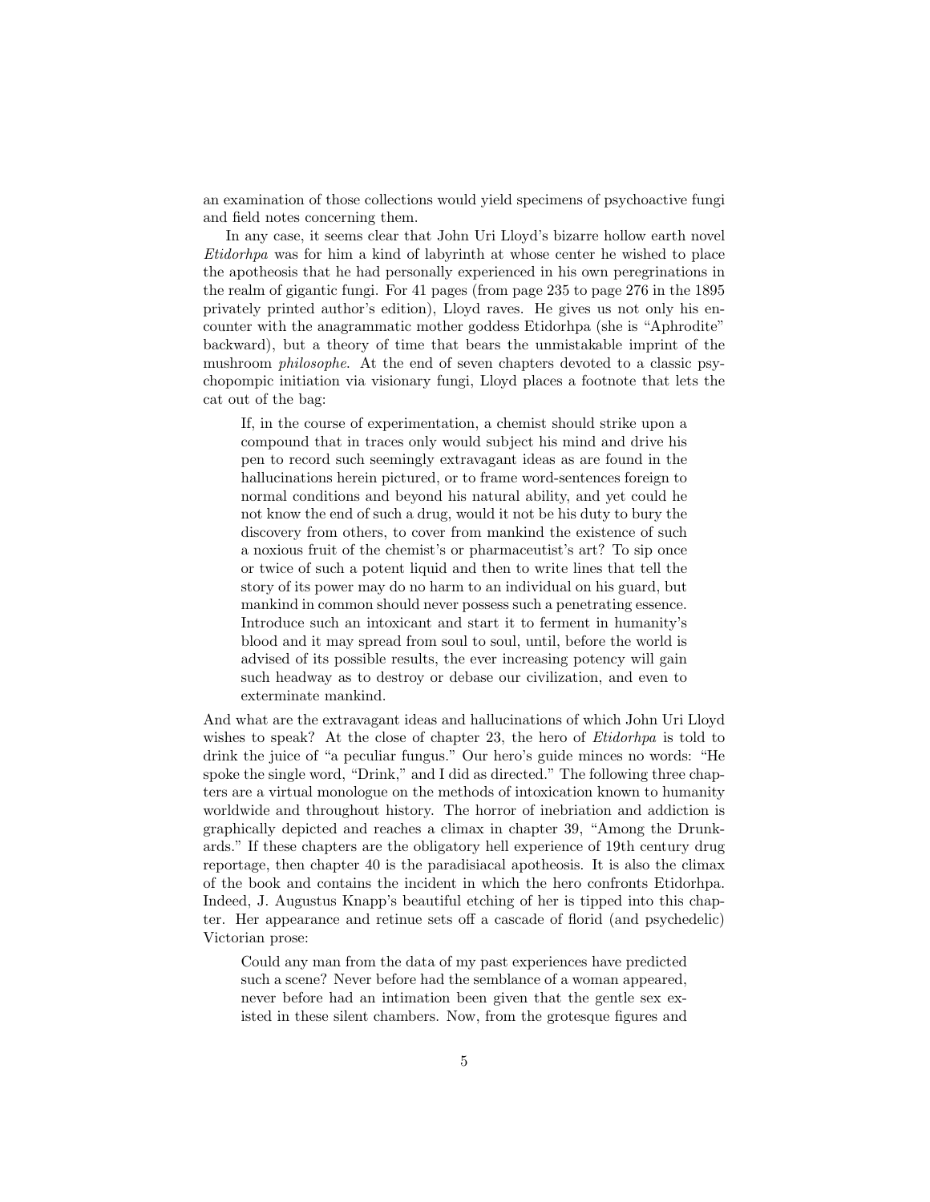an examination of those collections would yield specimens of psychoactive fungi and field notes concerning them.

In any case, it seems clear that John Uri Lloyd's bizarre hollow earth novel *Etidorhpa* was for him a kind of labyrinth at whose center he wished to place the apotheosis that he had personally experienced in his own peregrinations in the realm of gigantic fungi. For 41 pages (from page 235 to page 276 in the 1895 privately printed author's edition), Lloyd raves. He gives us not only his encounter with the anagrammatic mother goddess Etidorhpa (she is "Aphrodite" backward), but a theory of time that bears the unmistakable imprint of the mushroom *philosophe*. At the end of seven chapters devoted to a classic psychopompic initiation via visionary fungi, Lloyd places a footnote that lets the cat out of the bag:

> If, in the course of experimentation, a chemist should strike upon a compound that in traces only would subject his mind and drive his pen to record such seemingly extravagant ideas as are found in the hallucinations herein pictured, or to frame word-sentences foreign to normal conditions and beyond his natural ability, and yet could he not know the end of such a drug, would it not be his duty to bury the discovery from others, to cover from mankind the existence of such a noxious fruit of the chemist's or pharmaceutist's art? To sip once or twice of such a potent liquid and then to write lines that tell the story of its power may do no harm to an individual on his guard, but mankind in common should never possess such a penetrating essence. Introduce such an intoxicant and start it to ferment in humanity's blood and it may spread from soul to soul, until, before the world is advised of its possible results, the ever increasing potency will gain such headway as to destroy or debase our civilization, and even to exterminate mankind.

And what are the extravagant ideas and hallucinations of which John Uri Lloyd wishes to speak? At the close of chapter 23, the hero of *Etidorhpa* is told to drink the juice of "a peculiar fungus." Our hero's guide minces no words: "He spoke the single word, "Drink," and I did as directed." The following three chapters are a virtual monologue on the methods of intoxication known to humanity worldwide and throughout history. The horror of inebriation and addiction is graphically depicted and reaches a climax in chapter 39, "Among the Drunkards." If these chapters are the obligatory hell experience of 19th century drug reportage, then chapter 40 is the paradisiacal apotheosis. It is also the climax of the book and contains the incident in which the hero confronts Etidorhpa. Indeed, J. Augustus Knapp's beautiful etching of her is tipped into this chapter. Her appearance and retinue sets off a cascade of florid (and psychedelic) Victorian prose:

> Could any man from the data of my past experiences have predicted such a scene? Never before had the semblance of a woman appeared, never before had an intimation been given that the gentle sex existed in these silent chambers. Now, from the grotesque figures and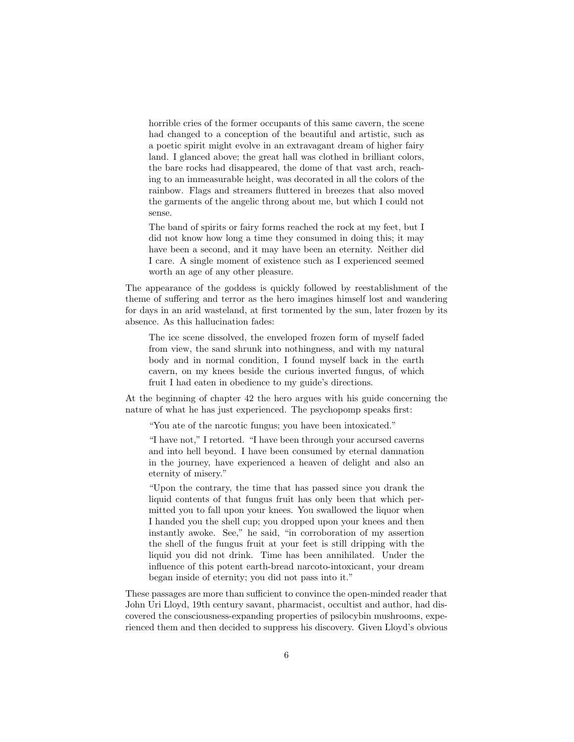> horrible cries of the former occupants of this same cavern, the scene had changed to a conception of the beautiful and artistic, such as a poetic spirit might evolve in an extravagant dream of higher fairy land. I glanced above; the great hall was clothed in brilliant colors, the bare rocks had disappeared, the dome of that vast arch, reaching to an immeasurable height, was decorated in all the colors of the rainbow. Flags and streamers fluttered in breezes that also moved the garments of the angelic throng about me, but which I could not sense.
>
> The band of spirits or fairy forms reached the rock at my feet, but I did not know how long a time they consumed in doing this; it may have been a second, and it may have been an eternity. Neither did I care. A single moment of existence such as I experienced seemed worth an age of any other pleasure.

The appearance of the goddess is quickly followed by reestablishment of the theme of suffering and terror as the hero imagines himself lost and wandering for days in an arid wasteland, at first tormented by the sun, later frozen by its absence. As this hallucination fades:

> The ice scene dissolved, the enveloped frozen form of myself faded from view, the sand shrunk into nothingness, and with my natural body and in normal condition, I found myself back in the earth cavern, on my knees beside the curious inverted fungus, of which fruit I had eaten in obedience to my guide's directions.

At the beginning of chapter 42 the hero argues with his guide concerning the nature of what he has just experienced. The psychopomp speaks first:

> "You ate of the narcotic fungus; you have been intoxicated."
>
> "I have not," I retorted. "I have been through your accursed caverns and into hell beyond. I have been consumed by eternal damnation in the journey, have experienced a heaven of delight and also an eternity of misery."
>
> "Upon the contrary, the time that has passed since you drank the liquid contents of that fungus fruit has only been that which permitted you to fall upon your knees. You swallowed the liquor when I handed you the shell cup; you dropped upon your knees and then instantly awoke. See," he said, "in corroboration of my assertion the shell of the fungus fruit at your feet is still dripping with the liquid you did not drink. Time has been annihilated. Under the influence of this potent earth-bread narcoto-intoxicant, your dream began inside of eternity; you did not pass into it."

These passages are more than sufficient to convince the open-minded reader that John Uri Lloyd, 19th century savant, pharmacist, occultist and author, had discovered the consciousness-expanding properties of psilocybin mushrooms, experienced them and then decided to suppress his discovery. Given Lloyd's obvious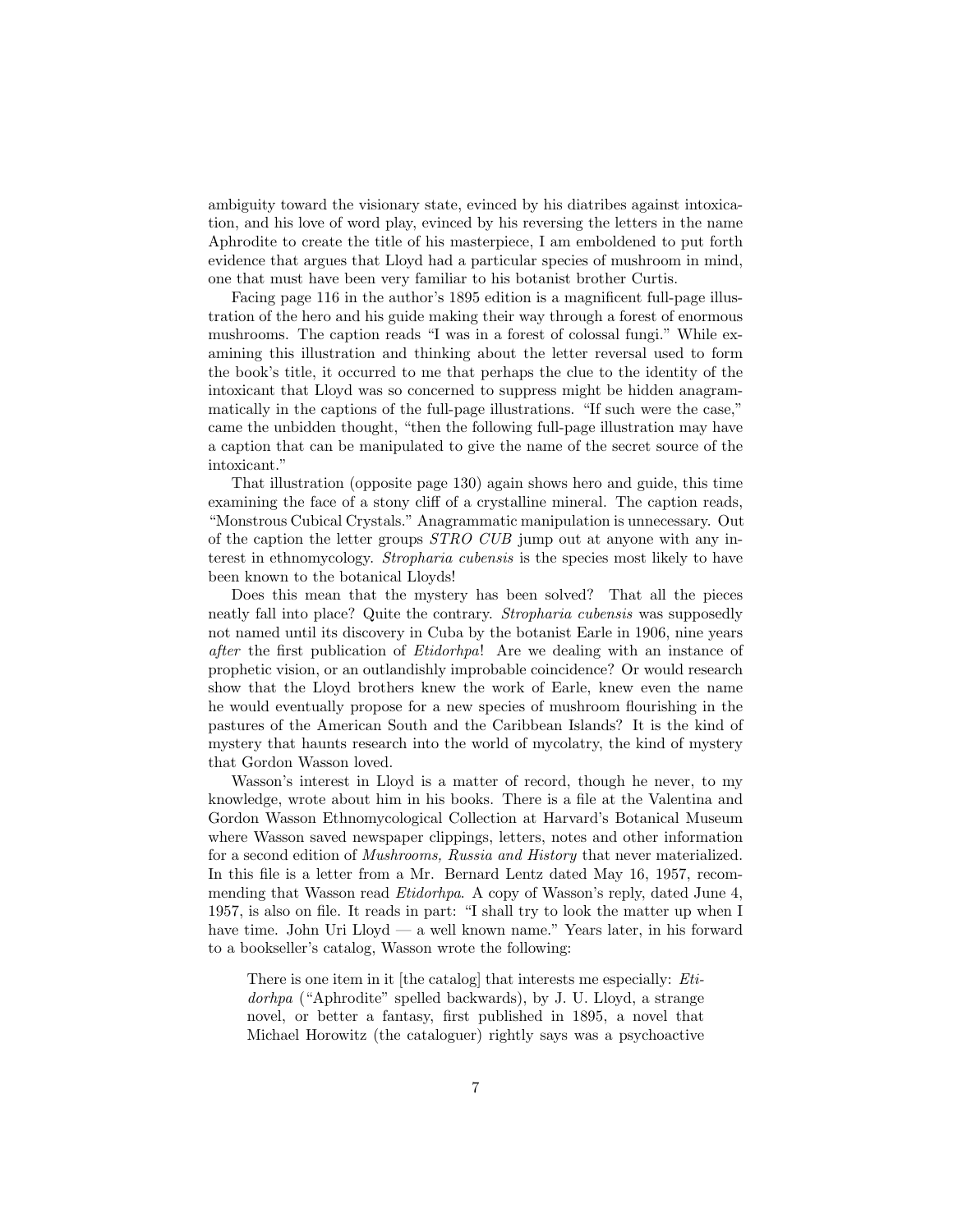ambiguity toward the visionary state, evinced by his diatribes against intoxication, and his love of word play, evinced by his reversing the letters in the name Aphrodite to create the title of his masterpiece, I am emboldened to put forth evidence that argues that Lloyd had a particular species of mushroom in mind, one that must have been very familiar to his botanist brother Curtis.

Facing page 116 in the author's 1895 edition is a magnificent full-page illustration of the hero and his guide making their way through a forest of enormous mushrooms. The caption reads "I was in a forest of colossal fungi." While examining this illustration and thinking about the letter reversal used to form the book's title, it occurred to me that perhaps the clue to the identity of the intoxicant that Lloyd was so concerned to suppress might be hidden anagrammatically in the captions of the full-page illustrations. "If such were the case," came the unbidden thought, "then the following full-page illustration may have a caption that can be manipulated to give the name of the secret source of the intoxicant."

That illustration (opposite page 130) again shows hero and guide, this time examining the face of a stony cliff of a crystalline mineral. The caption reads, "Monstrous Cubical Crystals." Anagrammatic manipulation is unnecessary. Out of the caption the letter groups *STRO CUB* jump out at anyone with any interest in ethnomycology. *Stropharia cubensis* is the species most likely to have been known to the botanical Lloyds!

Does this mean that the mystery has been solved? That all the pieces neatly fall into place? Quite the contrary. *Stropharia cubensis* was supposedly not named until its discovery in Cuba by the botanist Earle in 1906, nine years *after* the first publication of *Etidorhpa*! Are we dealing with an instance of prophetic vision, or an outlandishly improbable coincidence? Or would research show that the Lloyd brothers knew the work of Earle, knew even the name he would eventually propose for a new species of mushroom flourishing in the pastures of the American South and the Caribbean Islands? It is the kind of mystery that haunts research into the world of mycolatry, the kind of mystery that Gordon Wasson loved.

Wasson's interest in Lloyd is a matter of record, though he never, to my knowledge, wrote about him in his books. There is a file at the Valentina and Gordon Wasson Ethnomycological Collection at Harvard's Botanical Museum where Wasson saved newspaper clippings, letters, notes and other information for a second edition of *Mushrooms, Russia and History* that never materialized. In this file is a letter from a Mr. Bernard Lentz dated May 16, 1957, recommending that Wasson read *Etidorhpa*. A copy of Wasson's reply, dated June 4, 1957, is also on file. It reads in part: "I shall try to look the matter up when I have time. John Uri Lloyd — a well known name." Years later, in his forward to a bookseller's catalog, Wasson wrote the following:

> There is one item in it [the catalog] that interests me especially: *Etidorhpa* ("Aphrodite" spelled backwards), by J. U. Lloyd, a strange novel, or better a fantasy, first published in 1895, a novel that Michael Horowitz (the cataloguer) rightly says was a psychoactive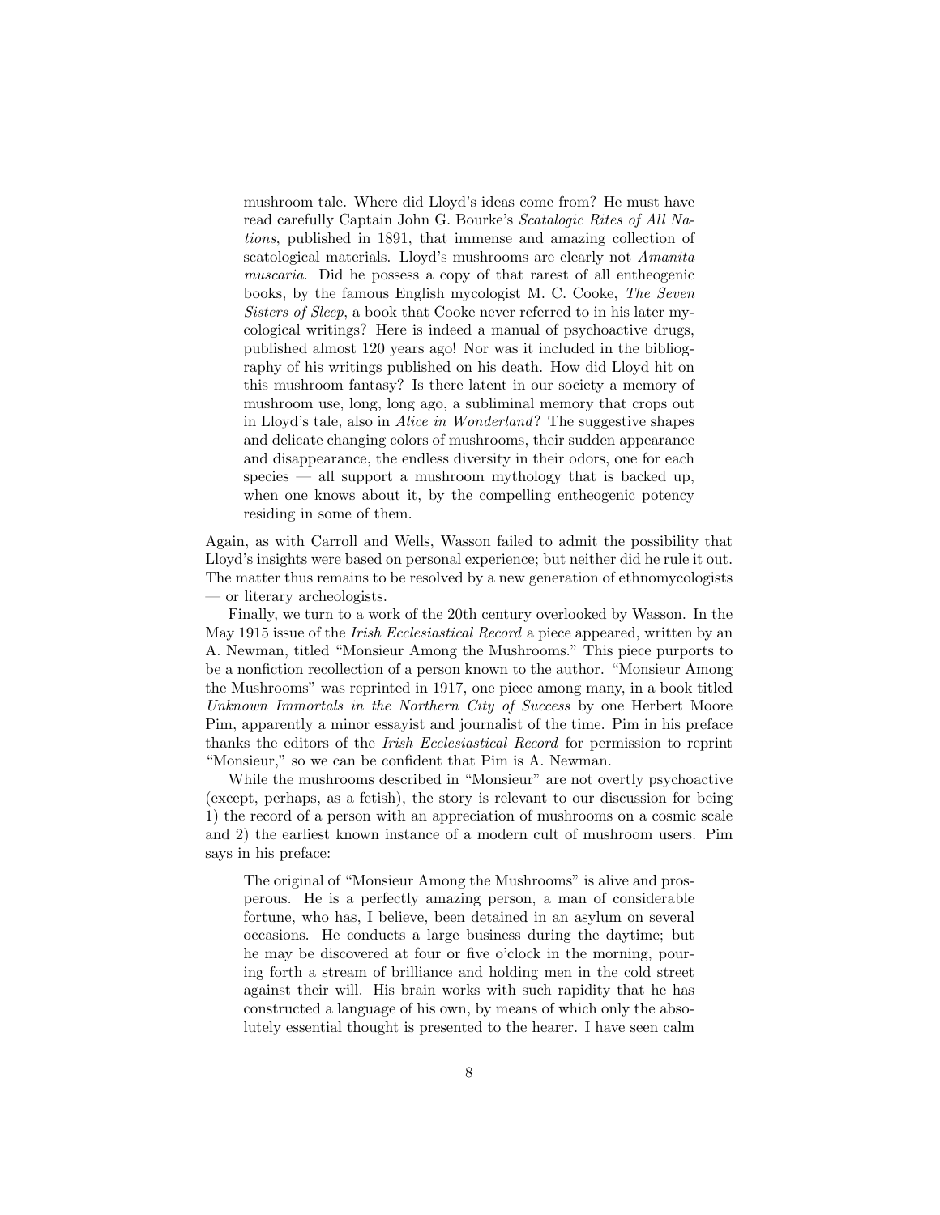> mushroom tale. Where did Lloyd's ideas come from? He must have read carefully Captain John G. Bourke's *Scatalogic Rites of All Nations*, published in 1891, that immense and amazing collection of scatological materials. Lloyd's mushrooms are clearly not *Amanita muscaria*. Did he possess a copy of that rarest of all entheogenic books, by the famous English mycologist M. C. Cooke, *The Seven Sisters of Sleep*, a book that Cooke never referred to in his later mycological writings? Here is indeed a manual of psychoactive drugs, published almost 120 years ago! Nor was it included in the bibliography of his writings published on his death. How did Lloyd hit on this mushroom fantasy? Is there latent in our society a memory of mushroom use, long, long ago, a subliminal memory that crops out in Lloyd's tale, also in *Alice in Wonderland*? The suggestive shapes and delicate changing colors of mushrooms, their sudden appearance and disappearance, the endless diversity in their odors, one for each species — all support a mushroom mythology that is backed up, when one knows about it, by the compelling entheogenic potency residing in some of them.

Again, as with Carroll and Wells, Wasson failed to admit the possibility that Lloyd's insights were based on personal experience; but neither did he rule it out. The matter thus remains to be resolved by a new generation of ethnomycologists — or literary archeologists.

Finally, we turn to a work of the 20th century overlooked by Wasson. In the May 1915 issue of the *Irish Ecclesiastical Record* a piece appeared, written by an A. Newman, titled "Monsieur Among the Mushrooms." This piece purports to be a nonfiction recollection of a person known to the author. "Monsieur Among the Mushrooms" was reprinted in 1917, one piece among many, in a book titled *Unknown Immortals in the Northern City of Success* by one Herbert Moore Pim, apparently a minor essayist and journalist of the time. Pim in his preface thanks the editors of the *Irish Ecclesiastical Record* for permission to reprint "Monsieur," so we can be confident that Pim is A. Newman.

While the mushrooms described in "Monsieur" are not overtly psychoactive (except, perhaps, as a fetish), the story is relevant to our discussion for being 1) the record of a person with an appreciation of mushrooms on a cosmic scale and 2) the earliest known instance of a modern cult of mushroom users. Pim says in his preface:

> The original of "Monsieur Among the Mushrooms" is alive and prosperous. He is a perfectly amazing person, a man of considerable fortune, who has, I believe, been detained in an asylum on several occasions. He conducts a large business during the daytime; but he may be discovered at four or five o'clock in the morning, pouring forth a stream of brilliance and holding men in the cold street against their will. His brain works with such rapidity that he has constructed a language of his own, by means of which only the absolutely essential thought is presented to the hearer. I have seen calm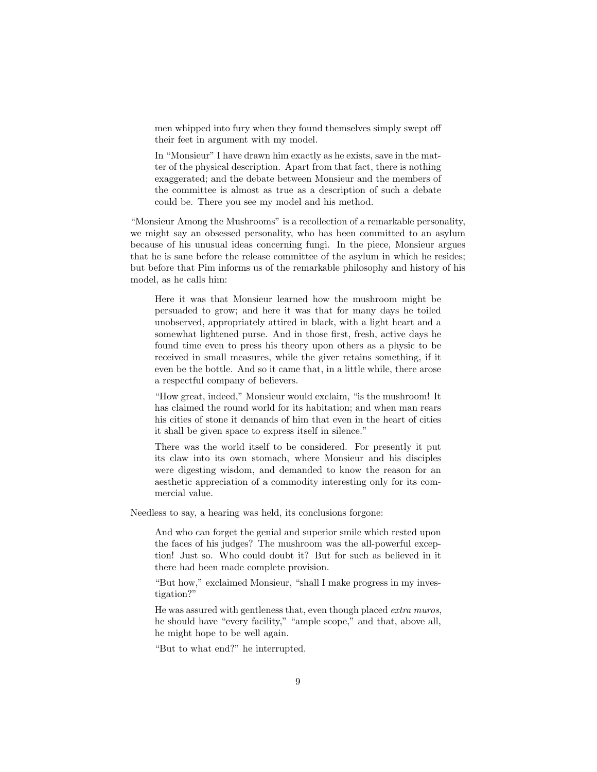> men whipped into fury when they found themselves simply swept off their feet in argument with my model.
>
> In "Monsieur" I have drawn him exactly as he exists, save in the matter of the physical description. Apart from that fact, there is nothing exaggerated; and the debate between Monsieur and the members of the committee is almost as true as a description of such a debate could be. There you see my model and his method.

"Monsieur Among the Mushrooms" is a recollection of a remarkable personality, we might say an obsessed personality, who has been committed to an asylum because of his unusual ideas concerning fungi. In the piece, Monsieur argues that he is sane before the release committee of the asylum in which he resides; but before that Pim informs us of the remarkable philosophy and history of his model, as he calls him:

> Here it was that Monsieur learned how the mushroom might be persuaded to grow; and here it was that for many days he toiled unobserved, appropriately attired in black, with a light heart and a somewhat lightened purse. And in those first, fresh, active days he found time even to press his theory upon others as a physic to be received in small measures, while the giver retains something, if it even be the bottle. And so it came that, in a little while, there arose a respectful company of believers.
>
> "How great, indeed," Monsieur would exclaim, "is the mushroom! It has claimed the round world for its habitation; and when man rears his cities of stone it demands of him that even in the heart of cities it shall be given space to express itself in silence."
>
> There was the world itself to be considered. For presently it put its claw into its own stomach, where Monsieur and his disciples were digesting wisdom, and demanded to know the reason for an aesthetic appreciation of a commodity interesting only for its commercial value.

Needless to say, a hearing was held, its conclusions forgone:

> And who can forget the genial and superior smile which rested upon the faces of his judges? The mushroom was the all-powerful exception! Just so. Who could doubt it? But for such as believed in it there had been made complete provision.
>
> "But how," exclaimed Monsieur, "shall I make progress in my investigation?"
>
> He was assured with gentleness that, even though placed *extra muros*, he should have "every facility," "ample scope," and that, above all, he might hope to be well again.
>
> "But to what end?" he interrupted.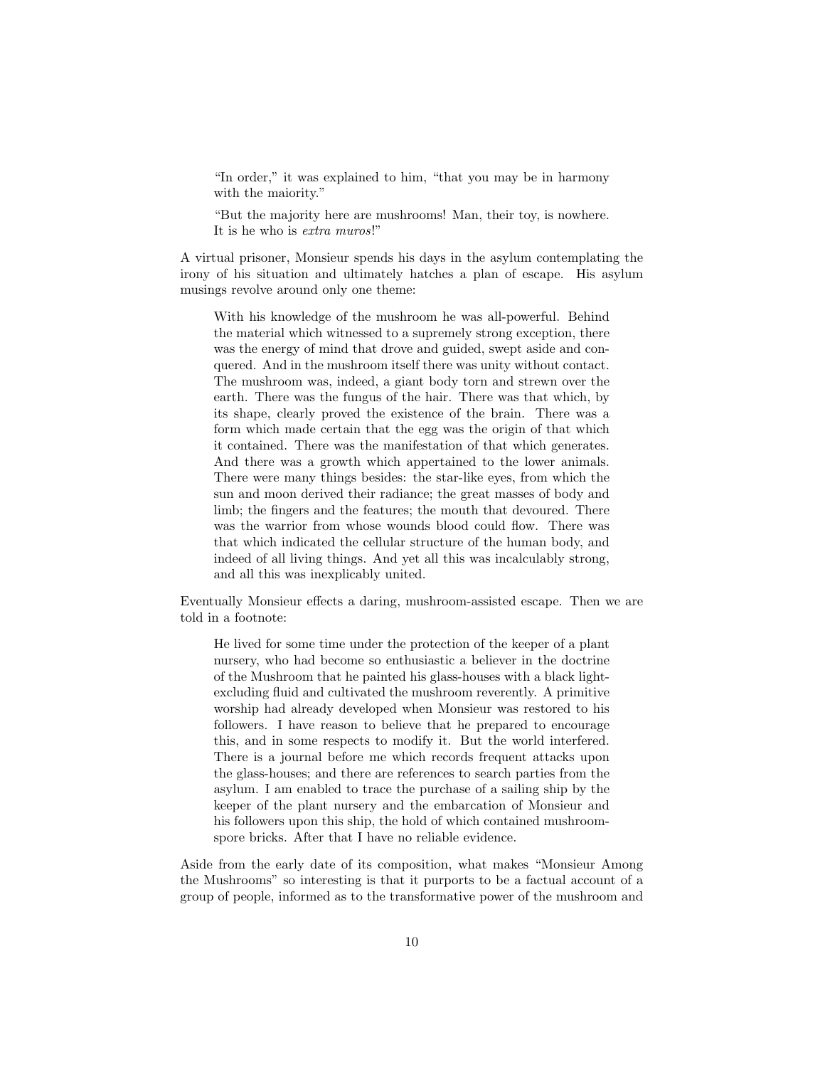> "In order," it was explained to him, "that you may be in harmony with the maiority."
>
> "But the majority here are mushrooms! Man, their toy, is nowhere. It is he who is *extra muros*!"

A virtual prisoner, Monsieur spends his days in the asylum contemplating the irony of his situation and ultimately hatches a plan of escape. His asylum musings revolve around only one theme:

> With his knowledge of the mushroom he was all-powerful. Behind the material which witnessed to a supremely strong exception, there was the energy of mind that drove and guided, swept aside and conquered. And in the mushroom itself there was unity without contact. The mushroom was, indeed, a giant body torn and strewn over the earth. There was the fungus of the hair. There was that which, by its shape, clearly proved the existence of the brain. There was a form which made certain that the egg was the origin of that which it contained. There was the manifestation of that which generates. And there was a growth which appertained to the lower animals. There were many things besides: the star-like eyes, from which the sun and moon derived their radiance; the great masses of body and limb; the fingers and the features; the mouth that devoured. There was the warrior from whose wounds blood could flow. There was that which indicated the cellular structure of the human body, and indeed of all living things. And yet all this was incalculably strong, and all this was inexplicably united.

Eventually Monsieur effects a daring, mushroom-assisted escape. Then we are told in a footnote:

> He lived for some time under the protection of the keeper of a plant nursery, who had become so enthusiastic a believer in the doctrine of the Mushroom that he painted his glass-houses with a black light-excluding fluid and cultivated the mushroom reverently. A primitive worship had already developed when Monsieur was restored to his followers. I have reason to believe that he prepared to encourage this, and in some respects to modify it. But the world interfered. There is a journal before me which records frequent attacks upon the glass-houses; and there are references to search parties from the asylum. I am enabled to trace the purchase of a sailing ship by the keeper of the plant nursery and the embarcation of Monsieur and his followers upon this ship, the hold of which contained mushroom-spore bricks. After that I have no reliable evidence.

Aside from the early date of its composition, what makes "Monsieur Among the Mushrooms" so interesting is that it purports to be a factual account of a group of people, informed as to the transformative power of the mushroom and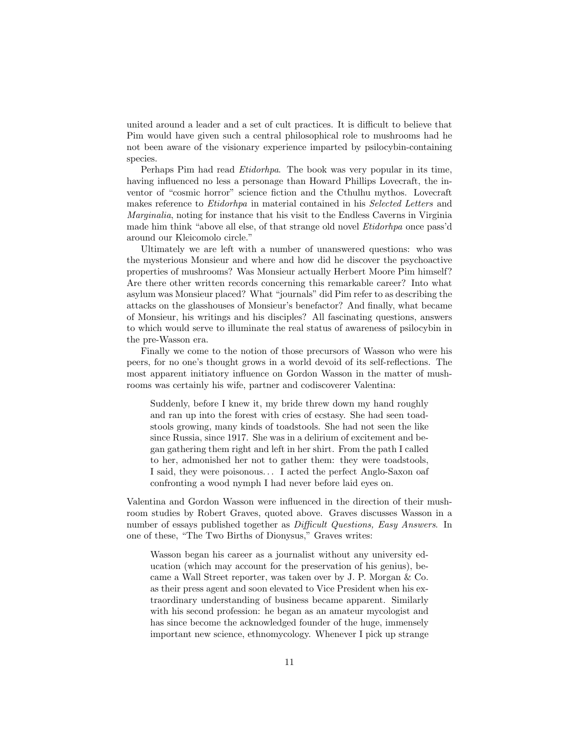united around a leader and a set of cult practices. It is difficult to believe that Pim would have given such a central philosophical role to mushrooms had he not been aware of the visionary experience imparted by psilocybin-containing species.

Perhaps Pim had read *Etidorhpa*. The book was very popular in its time, having influenced no less a personage than Howard Phillips Lovecraft, the inventor of "cosmic horror" science fiction and the Cthulhu mythos. Lovecraft makes reference to *Etidorhpa* in material contained in his *Selected Letters* and *Marginalia*, noting for instance that his visit to the Endless Caverns in Virginia made him think "above all else, of that strange old novel *Etidorhpa* once pass'd around our Kleicomolo circle."

Ultimately we are left with a number of unanswered questions: who was the mysterious Monsieur and where and how did he discover the psychoactive properties of mushrooms? Was Monsieur actually Herbert Moore Pim himself? Are there other written records concerning this remarkable career? Into what asylum was Monsieur placed? What "journals" did Pim refer to as describing the attacks on the glasshouses of Monsieur's benefactor? And finally, what became of Monsieur, his writings and his disciples? All fascinating questions, answers to which would serve to illuminate the real status of awareness of psilocybin in the pre-Wasson era.

Finally we come to the notion of those precursors of Wasson who were his peers, for no one's thought grows in a world devoid of its self-reflections. The most apparent initiatory influence on Gordon Wasson in the matter of mushrooms was certainly his wife, partner and codiscoverer Valentina:

> Suddenly, before I knew it, my bride threw down my hand roughly and ran up into the forest with cries of ecstasy. She had seen toadstools growing, many kinds of toadstools. She had not seen the like since Russia, since 1917. She was in a delirium of excitement and began gathering them right and left in her shirt. From the path I called to her, admonished her not to gather them: they were toadstools, I said, they were poisonous... I acted the perfect Anglo-Saxon oaf confronting a wood nymph I had never before laid eyes on.

Valentina and Gordon Wasson were influenced in the direction of their mushroom studies by Robert Graves, quoted above. Graves discusses Wasson in a number of essays published together as *Difficult Questions, Easy Answers*. In one of these, "The Two Births of Dionysus," Graves writes:

> Wasson began his career as a journalist without any university education (which may account for the preservation of his genius), became a Wall Street reporter, was taken over by J. P. Morgan & Co. as their press agent and soon elevated to Vice President when his extraordinary understanding of business became apparent. Similarly with his second profession: he began as an amateur mycologist and has since become the acknowledged founder of the huge, immensely important new science, ethnomycology. Whenever I pick up strange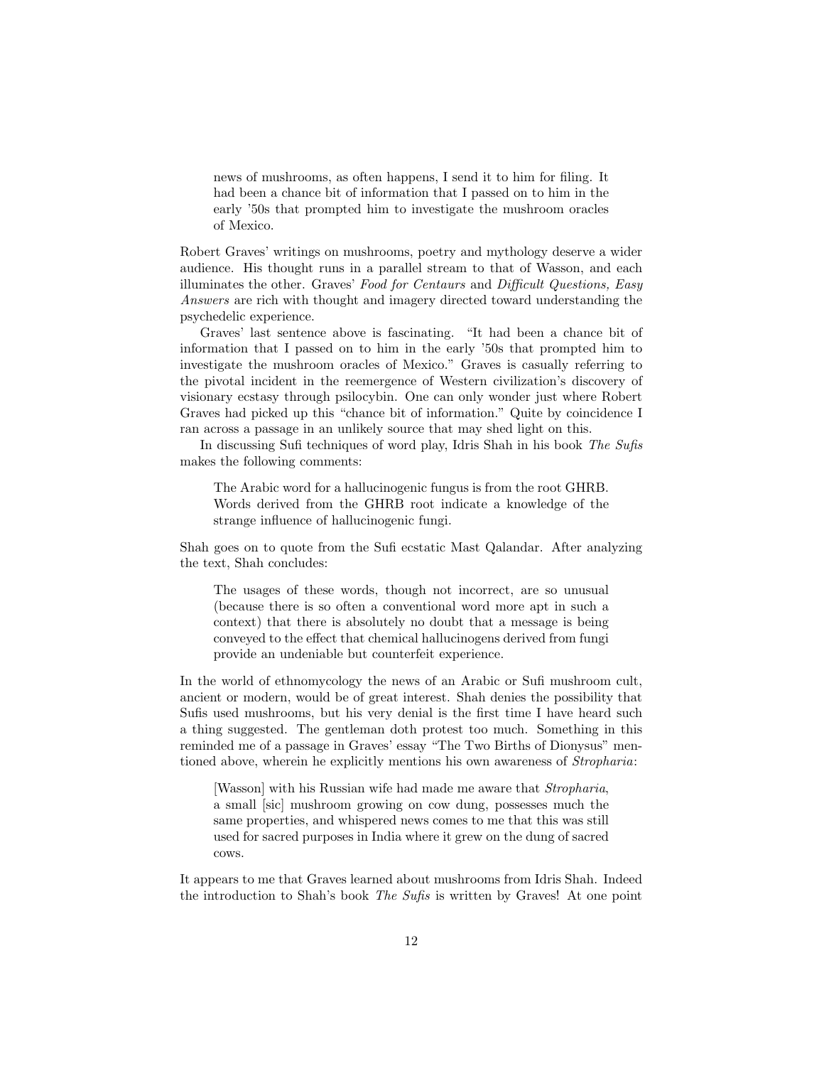> news of mushrooms, as often happens, I send it to him for filing. It had been a chance bit of information that I passed on to him in the early '50s that prompted him to investigate the mushroom oracles of Mexico.

Robert Graves' writings on mushrooms, poetry and mythology deserve a wider audience. His thought runs in a parallel stream to that of Wasson, and each illuminates the other. Graves' *Food for Centaurs* and *Difficult Questions, Easy Answers* are rich with thought and imagery directed toward understanding the psychedelic experience.

Graves' last sentence above is fascinating. "It had been a chance bit of information that I passed on to him in the early '50s that prompted him to investigate the mushroom oracles of Mexico." Graves is casually referring to the pivotal incident in the reemergence of Western civilization's discovery of visionary ecstasy through psilocybin. One can only wonder just where Robert Graves had picked up this "chance bit of information." Quite by coincidence I ran across a passage in an unlikely source that may shed light on this.

In discussing Sufi techniques of word play, Idris Shah in his book *The Sufis* makes the following comments:

> The Arabic word for a hallucinogenic fungus is from the root GHRB. Words derived from the GHRB root indicate a knowledge of the strange influence of hallucinogenic fungi.

Shah goes on to quote from the Sufi ecstatic Mast Qalandar. After analyzing the text, Shah concludes:

> The usages of these words, though not incorrect, are so unusual (because there is so often a conventional word more apt in such a context) that there is absolutely no doubt that a message is being conveyed to the effect that chemical hallucinogens derived from fungi provide an undeniable but counterfeit experience.

In the world of ethnomycology the news of an Arabic or Sufi mushroom cult, ancient or modern, would be of great interest. Shah denies the possibility that Sufis used mushrooms, but his very denial is the first time I have heard such a thing suggested. The gentleman doth protest too much. Something in this reminded me of a passage in Graves' essay "The Two Births of Dionysus" mentioned above, wherein he explicitly mentions his own awareness of *Stropharia*:

> [Wasson] with his Russian wife had made me aware that *Stropharia*, a small [sic] mushroom growing on cow dung, possesses much the same properties, and whispered news comes to me that this was still used for sacred purposes in India where it grew on the dung of sacred cows.

It appears to me that Graves learned about mushrooms from Idris Shah. Indeed the introduction to Shah's book *The Sufis* is written by Graves! At one point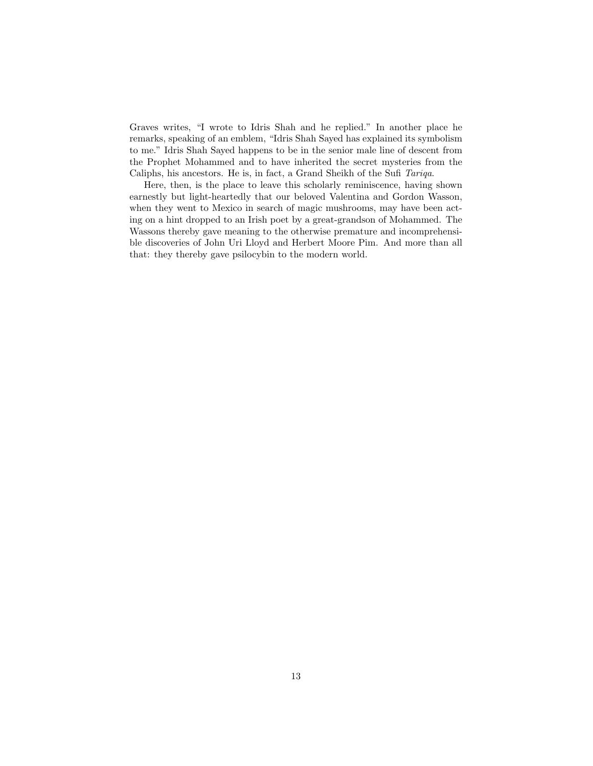Graves writes, "I wrote to Idris Shah and he replied." In another place he remarks, speaking of an emblem, "Idris Shah Sayed has explained its symbolism to me." Idris Shah Sayed happens to be in the senior male line of descent from the Prophet Mohammed and to have inherited the secret mysteries from the Caliphs, his ancestors. He is, in fact, a Grand Sheikh of the Sufi *Tariqa*.

Here, then, is the place to leave this scholarly reminiscence, having shown earnestly but light-heartedly that our beloved Valentina and Gordon Wasson, when they went to Mexico in search of magic mushrooms, may have been acting on a hint dropped to an Irish poet by a great-grandson of Mohammed. The Wassons thereby gave meaning to the otherwise premature and incomprehensible discoveries of John Uri Lloyd and Herbert Moore Pim. And more than all that: they thereby gave psilocybin to the modern world.